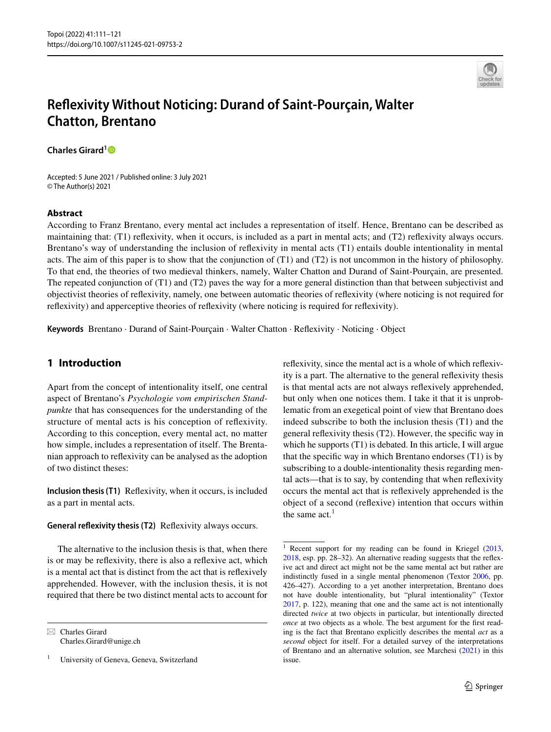# Reflexivity Without Noticing: Durand of Saint-Pourçain, Walter Chatton, Brentano

**Charles Girard**[1]

Accepted: 5 June 2021 / Published online: 3 July 2021
© The Author(s) 2021

## Abstract

According to Franz Brentano, every mental act includes a representation of itself. Hence, Brentano can be described as maintaining that: (T1) reflexivity, when it occurs, is included as a part in mental acts; and (T2) reflexivity always occurs. Brentano's way of understanding the inclusion of reflexivity in mental acts (T1) entails double intentionality in mental acts. The aim of this paper is to show that the conjunction of (T1) and (T2) is not uncommon in the history of philosophy. To that end, the theories of two medieval thinkers, namely, Walter Chatton and Durand of Saint-Pourçain, are presented. The repeated conjunction of (T1) and (T2) paves the way for a more general distinction than that between subjectivist and objectivist theories of reflexivity, namely, one between automatic theories of reflexivity (where noticing is not required for reflexivity) and apperceptive theories of reflexivity (where noticing is required for reflexivity).

**Keywords** Brentano · Durand of Saint-Pourçain · Walter Chatton · Reflexivity · Noticing · Object

## 1 Introduction

Apart from the concept of intentionality itself, one central aspect of Brentano's *Psychologie vom empirischen Standpunkte* that has consequences for the understanding of the structure of mental acts is his conception of reflexivity. According to this conception, every mental act, no matter how simple, includes a representation of itself. The Brentanian approach to reflexivity can be analysed as the adoption of two distinct theses:

**Inclusion thesis (T1)** Reflexivity, when it occurs, is included as a part in mental acts.

**General reflexivity thesis (T2)** Reflexivity always occurs.

The alternative to the inclusion thesis is that, when there is or may be reflexivity, there is also a reflexive act, which is a mental act that is distinct from the act that is reflexively apprehended. However, with the inclusion thesis, it is not required that there be two distinct mental acts to account for reflexivity, since the mental act is a whole of which reflexivity is a part. The alternative to the general reflexivity thesis is that mental acts are not always reflexively apprehended, but only when one notices them. I take it that it is unproblematic from an exegetical point of view that Brentano does indeed subscribe to both the inclusion thesis (T1) and the general reflexivity thesis (T2). However, the specific way in which he supports (T1) is debated. In this article, I will argue that the specific way in which Brentano endorses (T1) is by subscribing to a double-intentionality thesis regarding mental acts—that is to say, by contending that when reflexivity occurs the mental act that is reflexively apprehended is the object of a second (reflexive) intention that occurs within the same act.[1]

---

[1] Recent support for my reading can be found in Kriegel (2013, 2018, esp. pp. 28–32). An alternative reading suggests that the reflexive act and direct act might not be the same mental act but rather are indistinctly fused in a single mental phenomenon (Textor 2006, pp. 426–427). According to a yet another interpretation, Brentano does not have double intentionality, but "plural intentionality" (Textor 2017, p. 122), meaning that one and the same act is not intentionally directed *twice* at two objects in particular, but intentionally directed *once* at two objects as a whole. The best argument for the first reading is the fact that Brentano explicitly describes the mental *act* as a *second* object for itself. For a detailed survey of the interpretations of Brentano and an alternative solution, see Marchesi (2021) in this issue.

Charles Girard
Charles.Girard@unige.ch

[1] University of Geneva, Geneva, Switzerland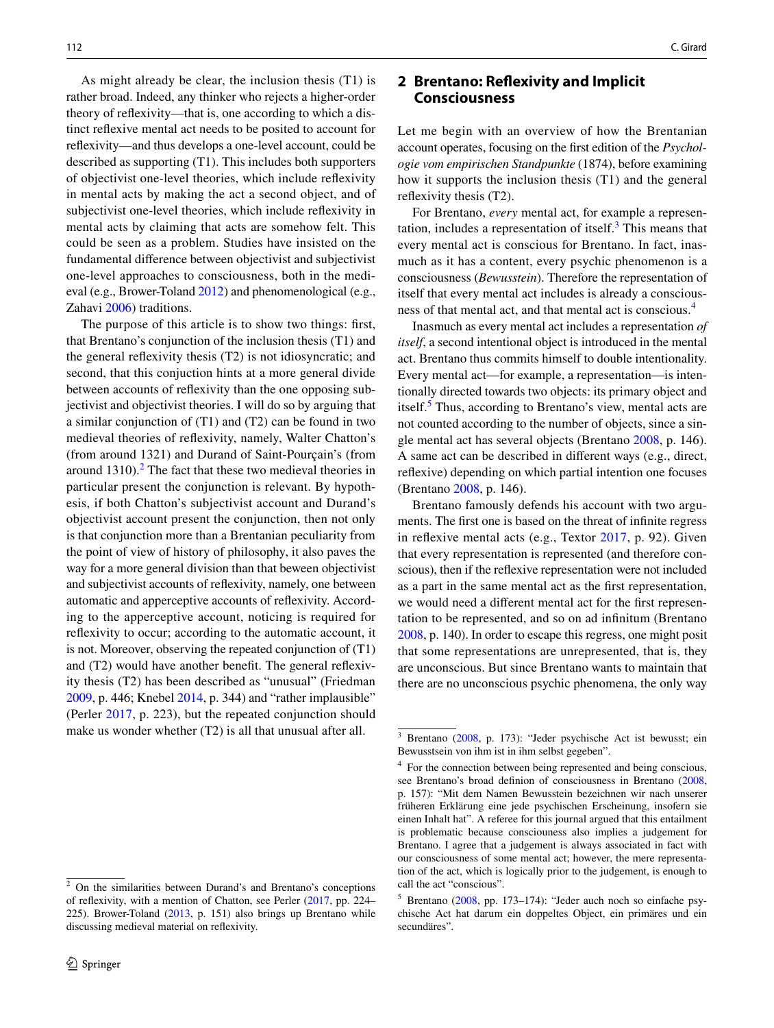As might already be clear, the inclusion thesis (T1) is rather broad. Indeed, any thinker who rejects a higher-order theory of reflexivity—that is, one according to which a distinct reflexive mental act needs to be posited to account for reflexivity—and thus develops a one-level account, could be described as supporting (T1). This includes both supporters of objectivist one-level theories, which include reflexivity in mental acts by making the act a second object, and of subjectivist one-level theories, which include reflexivity in mental acts by claiming that acts are somehow felt. This could be seen as a problem. Studies have insisted on the fundamental difference between objectivist and subjectivist one-level approaches to consciousness, both in the medieval (e.g., Brower-Toland 2012) and phenomenological (e.g., Zahavi 2006) traditions.

The purpose of this article is to show two things: first, that Brentano's conjunction of the inclusion thesis (T1) and the general reflexivity thesis (T2) is not idiosyncratic; and second, that this conjuction hints at a more general divide between accounts of reflexivity than the one opposing subjectivist and objectivist theories. I will do so by arguing that a similar conjunction of (T1) and (T2) can be found in two medieval theories of reflexivity, namely, Walter Chatton's (from around 1321) and Durand of Saint-Pourçain's (from around 1310).[2] The fact that these two medieval theories in particular present the conjunction is relevant. By hypothesis, if both Chatton's subjectivist account and Durand's objectivist account present the conjunction, then not only is that conjunction more than a Brentanian peculiarity from the point of view of history of philosophy, it also paves the way for a more general division than that beween objectivist and subjectivist accounts of reflexivity, namely, one between automatic and apperceptive accounts of reflexivity. According to the apperceptive account, noticing is required for reflexivity to occur; according to the automatic account, it is not. Moreover, observing the repeated conjunction of (T1) and (T2) would have another benefit. The general reflexivity thesis (T2) has been described as "unusual" (Friedman 2009, p. 446; Knebel 2014, p. 344) and "rather implausible" (Perler 2017, p. 223), but the repeated conjunction should make us wonder whether (T2) is all that unusual after all.

## 2 Brentano: Reflexivity and Implicit Consciousness

Let me begin with an overview of how the Brentanian account operates, focusing on the first edition of the *Psychologie vom empirischen Standpunkte* (1874), before examining how it supports the inclusion thesis (T1) and the general reflexivity thesis (T2).

For Brentano, *every* mental act, for example a representation, includes a representation of itself.[3] This means that every mental act is conscious for Brentano. In fact, inasmuch as it has a content, every psychic phenomenon is a consciousness (*Bewusstsein*). Therefore the representation of itself that every mental act includes is already a consciousness of that mental act, and that mental act is conscious.[4]

Inasmuch as every mental act includes a representation *of itself*, a second intentional object is introduced in the mental act. Brentano thus commits himself to double intentionality. Every mental act—for example, a representation—is intentionally directed towards two objects: its primary object and itself.[5] Thus, according to Brentano's view, mental acts are not counted according to the number of objects, since a single mental act has several objects (Brentano 2008, p. 146). A same act can be described in different ways (e.g., direct, reflexive) depending on which partial intention one focuses (Brentano 2008, p. 146).

Brentano famously defends his account with two arguments. The first one is based on the threat of infinite regress in reflexive mental acts (e.g., Textor 2017, p. 92). Given that every representation is represented (and therefore conscious), then if the reflexive representation were not included as a part in the same mental act as the first representation, we would need a different mental act for the first representation to be represented, and so on ad infinitum (Brentano 2008, p. 140). In order to escape this regress, one might posit that some representations are unrepresented, that is, they are unconscious. But since Brentano wants to maintain that there are no unconscious psychic phenomena, the only way

---

[2] On the similarities between Durand's and Brentano's conceptions of reflexivity, with a mention of Chatton, see Perler (2017, pp. 224–225). Brower-Toland (2013, p. 151) also brings up Brentano while discussing medieval material on reflexivity.

[3] Brentano (2008, p. 173): "Jeder psychische Act ist bewusst; ein Bewusstsein von ihm ist in ihm selbst gegeben".

[4] For the connection between being represented and being conscious, see Brentano's broad defnion of consciousness in Brentano (2008, p. 157): "Mit dem Namen Bewusstsein bezeichnen wir nach unserer früheren Erklärung eine jede psychischen Erscheinung, insofern sie einen Inhalt hat". A referee for this journal argued that this entailment is problematic because consciousness also implies a judgement for Brentano. I agree that a judgement is always associated in fact with our consciousness of some mental act; however, the mere representation of the act, which is logically prior to the judgement, is enough to call the act "conscious".

[5] Brentano (2008, pp. 173–174): "Jeder auch noch so einfache psychische Act hat darum ein doppeltes Object, ein primäres und ein secundäres".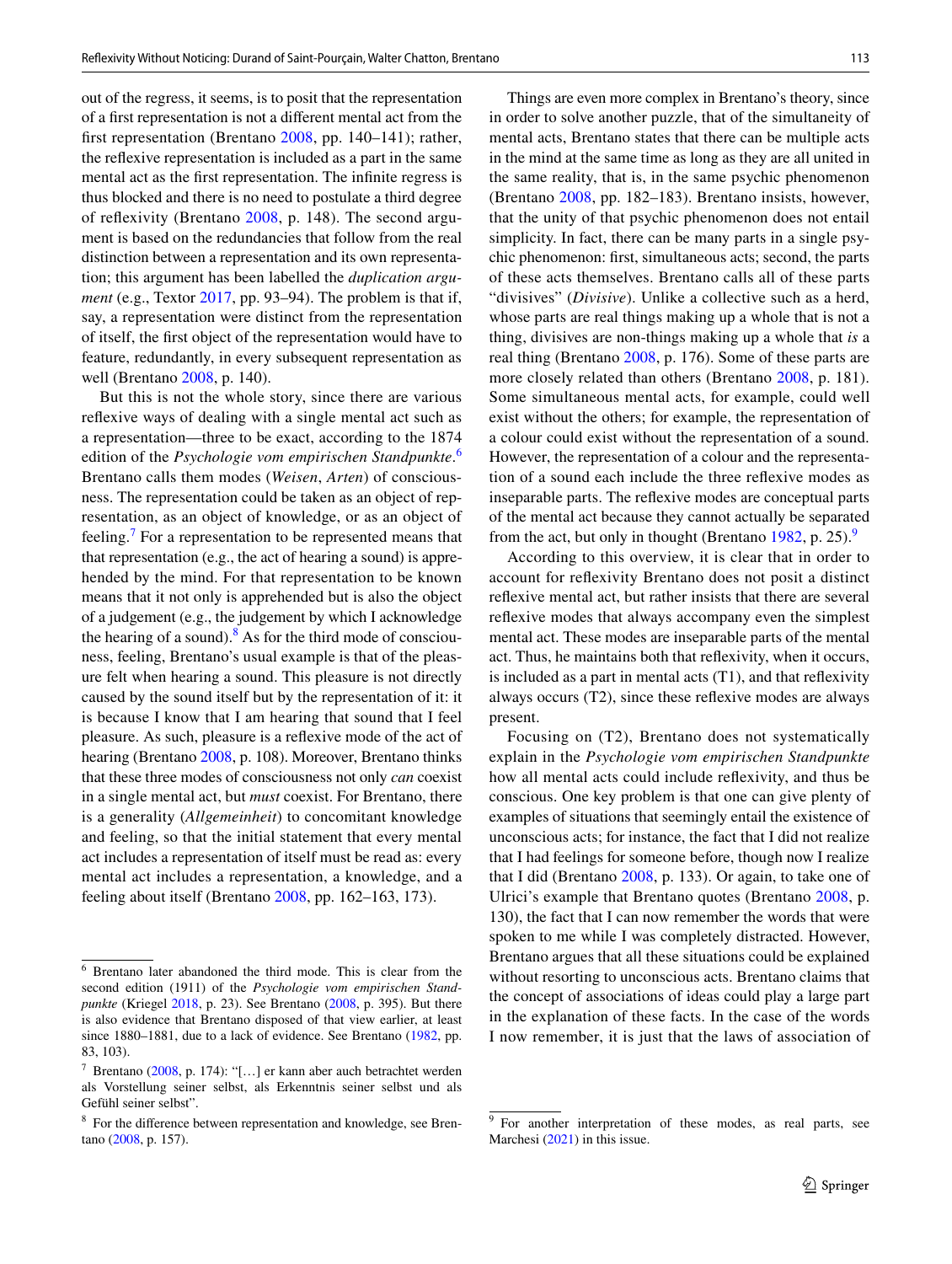out of the regress, it seems, is to posit that the representation of a first representation is not a different mental act from the first representation (Brentano 2008, pp. 140–141); rather, the reflexive representation is included as a part in the same mental act as the first representation. The infinite regress is thus blocked and there is no need to postulate a third degree of reflexivity (Brentano 2008, p. 148). The second argument is based on the redundancies that follow from the real distinction between a representation and its own representation; this argument has been labelled the *duplication argument* (e.g., Textor 2017, pp. 93–94). The problem is that if, say, a representation were distinct from the representation of itself, the first object of the representation would have to feature, redundantly, in every subsequent representation as well (Brentano 2008, p. 140).

But this is not the whole story, since there are various reflexive ways of dealing with a single mental act such as a representation—three to be exact, according to the 1874 edition of the *Psychologie vom empirischen Standpunkte*.[6] Brentano calls them modes (*Weisen*, *Arten*) of consciousness. The representation could be taken as an object of representation, as an object of knowledge, or as an object of feeling.[7] For a representation to be represented means that that representation (e.g., the act of hearing a sound) is apprehended by the mind. For that representation to be known means that it not only is apprehended but is also the object of a judgement (e.g., the judgement by which I acknowledge the hearing of a sound).[8] As for the third mode of consciousness, feeling, Brentano's usual example is that of the pleasure felt when hearing a sound. This pleasure is not directly caused by the sound itself but by the representation of it: it is because I know that I am hearing that sound that I feel pleasure. As such, pleasure is a reflexive mode of the act of hearing (Brentano 2008, p. 108). Moreover, Brentano thinks that these three modes of consciousness not only *can* coexist in a single mental act, but *must* coexist. For Brentano, there is a generality (*Allgemeinheit*) to concomitant knowledge and feeling, so that the initial statement that every mental act includes a representation of itself must be read as: every mental act includes a representation, a knowledge, and a feeling about itself (Brentano 2008, pp. 162–163, 173).

Things are even more complex in Brentano's theory, since in order to solve another puzzle, that of the simultaneity of mental acts, Brentano states that there can be multiple acts in the mind at the same time as long as they are all united in the same reality, that is, in the same psychic phenomenon (Brentano 2008, pp. 182–183). Brentano insists, however, that the unity of that psychic phenomenon does not entail simplicity. In fact, there can be many parts in a single psychic phenomenon: first, simultaneous acts; second, the parts of these acts themselves. Brentano calls all of these parts "divisives" (*Divisive*). Unlike a collective such as a herd, whose parts are real things making up a whole that is not a thing, divisives are non-things making up a whole that *is* a real thing (Brentano 2008, p. 176). Some of these parts are more closely related than others (Brentano 2008, p. 181). Some simultaneous mental acts, for example, could well exist without the others; for example, the representation of a colour could exist without the representation of a sound. However, the representation of a colour and the representation of a sound each include the three reflexive modes as inseparable parts. The reflexive modes are conceptual parts of the mental act because they cannot actually be separated from the act, but only in thought (Brentano 1982, p. 25).[9]

According to this overview, it is clear that in order to account for reflexivity Brentano does not posit a distinct reflexive mental act, but rather insists that there are several reflexive modes that always accompany even the simplest mental act. These modes are inseparable parts of the mental act. Thus, he maintains both that reflexivity, when it occurs, is included as a part in mental acts (T1), and that reflexivity always occurs (T2), since these reflexive modes are always present.

Focusing on (T2), Brentano does not systematically explain in the *Psychologie vom empirischen Standpunkte* how all mental acts could include reflexivity, and thus be conscious. One key problem is that one can give plenty of examples of situations that seemingly entail the existence of unconscious acts; for instance, the fact that I did not realize that I had feelings for someone before, though now I realize that I did (Brentano 2008, p. 133). Or again, to take one of Ulrici's example that Brentano quotes (Brentano 2008, p. 130), the fact that I can now remember the words that were spoken to me while I was completely distracted. However, Brentano argues that all these situations could be explained without resorting to unconscious acts. Brentano claims that the concept of associations of ideas could play a large part in the explanation of these facts. In the case of the words I now remember, it is just that the laws of association of

---

[6] Brentano later abandoned the third mode. This is clear from the second edition (1911) of the *Psychologie vom empirischen Standpunkte* (Kriegel 2018, p. 23). See Brentano (2008, p. 395). But there is also evidence that Brentano disposed of that view earlier, at least since 1880–1881, due to a lack of evidence. See Brentano (1982, pp. 83, 103).

[7] Brentano (2008, p. 174): "[…] er kann aber auch betrachtet werden als Vorstellung seiner selbst, als Erkenntnis seiner selbst und als Gefühl seiner selbst".

[8] For the difference between representation and knowledge, see Brentano (2008, p. 157).

[9] For another interpretation of these modes, as real parts, see Marchesi (2021) in this issue.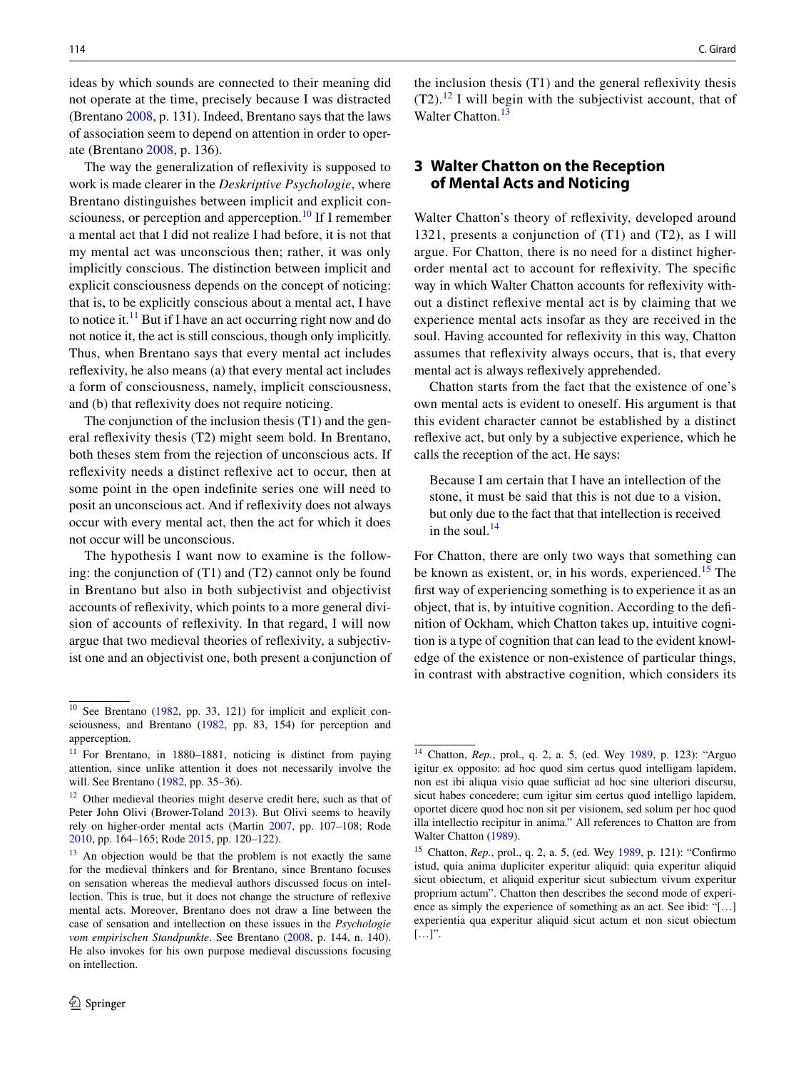ideas by which sounds are connected to their meaning did not operate at the time, precisely because I was distracted (Brentano 2008, p. 131). Indeed, Brentano says that the laws of association seem to depend on attention in order to operate (Brentano 2008, p. 136).

The way the generalization of reflexivity is supposed to work is made clearer in the *Deskriptive Psychologie*, where Brentano distinguishes between implicit and explicit consciouness, or perception and apperception.[10] If I remember a mental act that I did not realize I had before, it is not that my mental act was unconscious then; rather, it was only implicitly conscious. The distinction between implicit and explicit consciousness depends on the concept of noticing: that is, to be explicitly conscious about a mental act, I have to notice it.[11] But if I have an act occurring right now and do not notice it, the act is still conscious, though only implicitly. Thus, when Brentano says that every mental act includes reflexivity, he also means (a) that every mental act includes a form of consciousness, namely, implicit consciousness, and (b) that reflexivity does not require noticing.

The conjunction of the inclusion thesis (T1) and the general reflexivity thesis (T2) might seem bold. In Brentano, both theses stem from the rejection of unconscious acts. If reflexivity needs a distinct reflexive act to occur, then at some point in the open indefinite series one will need to posit an unconscious act. And if reflexivity does not always occur with every mental act, then the act for which it does not occur will be unconscious.

The hypothesis I want now to examine is the following: the conjunction of (T1) and (T2) cannot only be found in Brentano but also in both subjectivist and objectivist accounts of reflexivity, which points to a more general division of accounts of reflexivity. In that regard, I will now argue that two medieval theories of reflexivity, a subjectivist one and an objectivist one, both present a conjunction of the inclusion thesis (T1) and the general reflexivity thesis (T2).[12] I will begin with the subjectivist account, that of Walter Chatton.[13]

## 3 Walter Chatton on the Reception of Mental Acts and Noticing

Walter Chatton's theory of reflexivity, developed around 1321, presents a conjunction of (T1) and (T2), as I will argue. For Chatton, there is no need for a distinct higher-order mental act to account for reflexivity. The specific way in which Walter Chatton accounts for reflexivity without a distinct reflexive mental act is by claiming that we experience mental acts insofar as they are received in the soul. Having accounted for reflexivity in this way, Chatton assumes that reflexivity always occurs, that is, that every mental act is always reflexively apprehended.

Chatton starts from the fact that the existence of one's own mental acts is evident to oneself. His argument is that this evident character cannot be established by a distinct reflexive act, but only by a subjective experience, which he calls the reception of the act. He says:

> Because I am certain that I have an intellection of the stone, it must be said that this is not due to a vision, but only due to the fact that that intellection is received in the soul.[14]

For Chatton, there are only two ways that something can be known as existent, or, in his words, experienced.[15] The first way of experiencing something is to experience it as an object, that is, by intuitive cognition. According to the definition of Ockham, which Chatton takes up, intuitive cognition is a type of cognition that can lead to the evident knowledge of the existence or non-existence of particular things, in contrast with abstractive cognition, which considers its

---

[10] See Brentano (1982, pp. 33, 121) for implicit and explicit consciousness, and Brentano (1982, pp. 83, 154) for perception and apperception.

[11] For Brentano, in 1880–1881, noticing is distinct from paying attention, since unlike attention it does not necessarily involve the will. See Brentano (1982, pp. 35–36).

[12] Other medieval theories might deserve credit here, such as that of Peter John Olivi (Brower-Toland 2013). But Olivi seems to heavily rely on higher-order mental acts (Martin 2007, pp. 107–108; Rode 2010, pp. 164–165; Rode 2015, pp. 120–122).

[13] An objection would be that the problem is not exactly the same for the medieval thinkers and for Brentano, since Brentano focuses on sensation whereas the medieval authors discussed focus on intellection. This is true, but it does not change the structure of reflexive mental acts. Moreover, Brentano does not draw a line between the case of sensation and intellection on these issues in the *Psychologie vom empirischen Standpunkte*. See Brentano (2008, p. 144, n. 140). He also invokes for his own purpose medieval discussions focusing on intellection.

[14] Chatton, *Rep.*, prol., q. 2, a. 5, (ed. Wey 1989, p. 123): "Arguo igitur ex opposito: ad hoc quod sim certus quod intelligam lapidem, non est ibi aliqua visio quae sufficiat ad hoc sine ulteriori discursu, sicut habes concedere; cum igitur sim certus quod intelligo lapidem, oportet dicere quod hoc non sit per visionem, sed solum per hoc quod illa intellectio recipitur in anima." All references to Chatton are from Walter Chatton (1989).

[15] Chatton, *Rep.*, prol., q. 2, a. 5, (ed. Wey 1989, p. 121): "Confirmo istud, quia anima dupliciter experitur aliquid: quia experitur aliquid sicut obiectum, et aliquid experitur sicut subiectum vivum experitur proprium actum". Chatton then describes the second mode of experience as simply the experience of something as an act. See ibid: "[…] experientia qua experitur aliquid sicut actum et non sicut obiectum […]".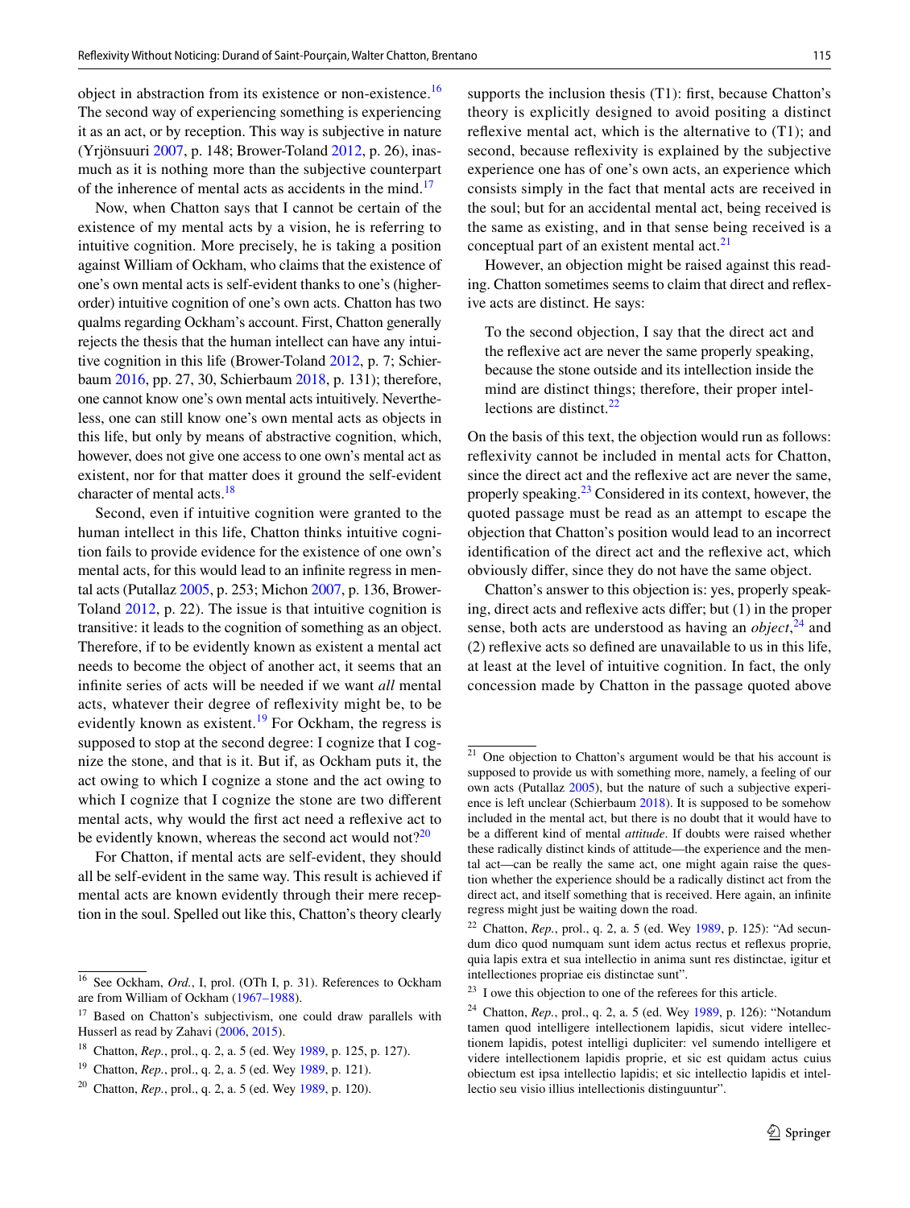object in abstraction from its existence or non-existence.[16] The second way of experiencing something is experiencing it as an act, or by reception. This way is subjective in nature (Yrjönsuuri 2007, p. 148; Brower-Toland 2012, p. 26), inasmuch as it is nothing more than the subjective counterpart of the inherence of mental acts as accidents in the mind.[17]

Now, when Chatton says that I cannot be certain of the existence of my mental acts by a vision, he is referring to intuitive cognition. More precisely, he is taking a position against William of Ockham, who claims that the existence of one's own mental acts is self-evident thanks to one's (higher-order) intuitive cognition of one's own acts. Chatton has two qualms regarding Ockham's account. First, Chatton generally rejects the thesis that the human intellect can have any intuitive cognition in this life (Brower-Toland 2012, p. 7; Schierbaum 2016, pp. 27, 30, Schierbaum 2018, p. 131); therefore, one cannot know one's own mental acts intuitively. Nevertheless, one can still know one's own mental acts as objects in this life, but only by means of abstractive cognition, which, however, does not give one access to one own's mental act as existent, nor for that matter does it ground the self-evident character of mental acts.[18]

Second, even if intuitive cognition were granted to the human intellect in this life, Chatton thinks intuitive cognition fails to provide evidence for the existence of one own's mental acts, for this would lead to an infinite regress in mental acts (Putallaz 2005, p. 253; Michon 2007, p. 136, Brower-Toland 2012, p. 22). The issue is that intuitive cognition is transitive: it leads to the cognition of something as an object. Therefore, if to be evidently known as existent a mental act needs to become the object of another act, it seems that an infinite series of acts will be needed if we want *all* mental acts, whatever their degree of reflexivity might be, to be evidently known as existent.[19] For Ockham, the regress is supposed to stop at the second degree: I cognize that I cognize the stone, and that is it. But if, as Ockham puts it, the act owing to which I cognize a stone and the act owing to which I cognize that I cognize the stone are two different mental acts, why would the first act need a reflexive act to be evidently known, whereas the second act would not?[20]

For Chatton, if mental acts are self-evident, they should all be self-evident in the same way. This result is achieved if mental acts are known evidently through their mere reception in the soul. Spelled out like this, Chatton's theory clearly supports the inclusion thesis (T1): first, because Chatton's theory is explicitly designed to avoid positing a distinct reflexive mental act, which is the alternative to (T1); and second, because reflexivity is explained by the subjective experience one has of one's own acts, an experience which consists simply in the fact that mental acts are received in the soul; but for an accidental mental act, being received is the same as existing, and in that sense being received is a conceptual part of an existent mental act.[21]

However, an objection might be raised against this reading. Chatton sometimes seems to claim that direct and reflexive acts are distinct. He says:

> To the second objection, I say that the direct act and the reflexive act are never the same properly speaking, because the stone outside and its intellection inside the mind are distinct things; therefore, their proper intellections are distinct.[22]

On the basis of this text, the objection would run as follows: reflexivity cannot be included in mental acts for Chatton, since the direct act and the reflexive act are never the same, properly speaking.[23] Considered in its context, however, the quoted passage must be read as an attempt to escape the objection that Chatton's position would lead to an incorrect identification of the direct act and the reflexive act, which obviously differ, since they do not have the same object.

Chatton's answer to this objection is: yes, properly speaking, direct acts and reflexive acts differ; but (1) in the proper sense, both acts are understood as having an *object*,[24] and (2) reflexive acts so defined are unavailable to us in this life, at least at the level of intuitive cognition. In fact, the only concession made by Chatton in the passage quoted above

---

[16] See Ockham, *Ord.*, I, prol. (OTh I, p. 31). References to Ockham are from William of Ockham (1967–1988).

[17] Based on Chatton's subjectivism, one could draw parallels with Husserl as read by Zahavi (2006, 2015).

[18] Chatton, *Rep.*, prol., q. 2, a. 5 (ed. Wey 1989, p. 125, p. 127).

[19] Chatton, *Rep.*, prol., q. 2, a. 5 (ed. Wey 1989, p. 121).

[20] Chatton, *Rep.*, prol., q. 2, a. 5 (ed. Wey 1989, p. 120).

[21] One objection to Chatton's argument would be that his account is supposed to provide us with something more, namely, a feeling of our own acts (Putallaz 2005), but the nature of such a subjective experience is left unclear (Schierbaum 2018). It is supposed to be somehow included in the mental act, but there is no doubt that it would have to be a different kind of mental *attitude*. If doubts were raised whether these radically distinct kinds of attitude—the experience and the mental act—can be really the same act, one might again raise the question whether the experience should be a radically distinct act from the direct act, and itself something that is received. Here again, an infinite regress might just be waiting down the road.

[22] Chatton, *Rep.*, prol., q. 2, a. 5 (ed. Wey 1989, p. 125): "Ad secundum dico quod numquam sunt idem actus rectus et reflexus proprie, quia lapis extra et sua intellectio in anima sunt res distinctae, igitur et intellectiones propriae eis distinctae sunt".

[23] I owe this objection to one of the referees for this article.

[24] Chatton, *Rep.*, prol., q. 2, a. 5 (ed. Wey 1989, p. 126): "Notandum tamen quod intelligere intellectionem lapidis, sicut videre intellectionem lapidis, potest intelligi dupliciter: vel sumendo intelligere et videre intellectionem lapidis proprie, et sic est quidam actus cuius obiectum est ipsa intellectio lapidis; et sic intellectio lapidis et intellectio seu visio illius intellectionis distinguuntur".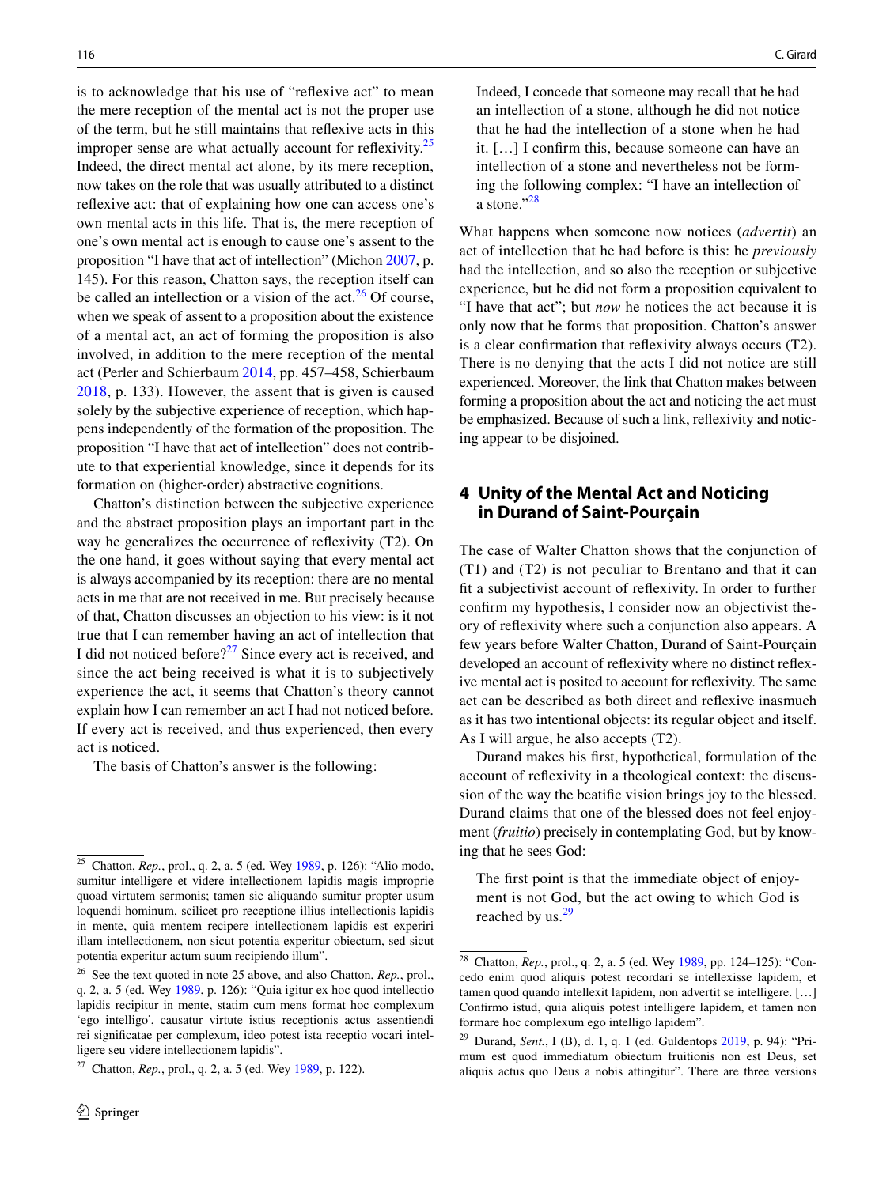is to acknowledge that his use of "reflexive act" to mean the mere reception of the mental act is not the proper use of the term, but he still maintains that reflexive acts in this improper sense are what actually account for reflexivity.[25] Indeed, the direct mental act alone, by its mere reception, now takes on the role that was usually attributed to a distinct reflexive act: that of explaining how one can access one's own mental acts in this life. That is, the mere reception of one's own mental act is enough to cause one's assent to the proposition "I have that act of intellection" (Michon 2007, p. 145). For this reason, Chatton says, the reception itself can be called an intellection or a vision of the act.[26] Of course, when we speak of assent to a proposition about the existence of a mental act, an act of forming the proposition is also involved, in addition to the mere reception of the mental act (Perler and Schierbaum 2014, pp. 457–458, Schierbaum 2018, p. 133). However, the assent that is given is caused solely by the subjective experience of reception, which happens independently of the formation of the proposition. The proposition "I have that act of intellection" does not contribute to that experiential knowledge, since it depends for its formation on (higher-order) abstractive cognitions.

Chatton's distinction between the subjective experience and the abstract proposition plays an important part in the way he generalizes the occurrence of reflexivity (T2). On the one hand, it goes without saying that every mental act is always accompanied by its reception: there are no mental acts in me that are not received in me. But precisely because of that, Chatton discusses an objection to his view: is it not true that I can remember having an act of intellection that I did not noticed before?[27] Since every act is received, and since the act being received is what it is to subjectively experience the act, it seems that Chatton's theory cannot explain how I can remember an act I had not noticed before. If every act is received, and thus experienced, then every act is noticed.

The basis of Chatton's answer is the following:

> Indeed, I concede that someone may recall that he had an intellection of a stone, although he did not notice that he had the intellection of a stone when he had it. […] I confirm this, because someone can have an intellection of a stone and nevertheless not be forming the following complex: "I have an intellection of a stone."[28]

What happens when someone now notices (*advertit*) an act of intellection that he had before is this: he *previously* had the intellection, and so also the reception or subjective experience, but he did not form a proposition equivalent to "I have that act"; but *now* he notices the act because it is only now that he forms that proposition. Chatton's answer is a clear confirmation that reflexivity always occurs (T2). There is no denying that the acts I did not notice are still experienced. Moreover, the link that Chatton makes between forming a proposition about the act and noticing the act must be emphasized. Because of such a link, reflexivity and noticing appear to be disjoined.

## 4 Unity of the Mental Act and Noticing in Durand of Saint-Pourçain

The case of Walter Chatton shows that the conjunction of (T1) and (T2) is not peculiar to Brentano and that it can fit a subjectivist account of reflexivity. In order to further confirm my hypothesis, I consider now an objectivist theory of reflexivity where such a conjunction also appears. A few years before Walter Chatton, Durand of Saint-Pourçain developed an account of reflexivity where no distinct reflexive mental act is posited to account for reflexivity. The same act can be described as both direct and reflexive inasmuch as it has two intentional objects: its regular object and itself. As I will argue, he also accepts (T2).

Durand makes his first, hypothetical, formulation of the account of reflexivity in a theological context: the discussion of the way the beatific vision brings joy to the blessed. Durand claims that one of the blessed does not feel enjoyment (*fruitio*) precisely in contemplating God, but by knowing that he sees God:

> The first point is that the immediate object of enjoyment is not God, but the act owing to which God is reached by us.[29]

---

[25] Chatton, *Rep.*, prol., q. 2, a. 5 (ed. Wey 1989, p. 126): "Alio modo, sumitur intelligere et videre intellectionem lapidis magis improprie quoad virtutem sermonis; tamen sic aliquando sumitur propter usum loquendi hominum, scilicet pro receptione illius intellectionis lapidis in mente, quia mentem recipere intellectionem lapidis est experiri illam intellectionem, non sicut potentia experitur obiectum, sed sicut potentia experitur actum suum recipiendo illum".

[26] See the text quoted in note 25 above, and also Chatton, *Rep.*, prol., q. 2, a. 5 (ed. Wey 1989, p. 126): "Quia igitur ex hoc quod intellectio lapidis recipitur in mente, statim cum mens format hoc complexum 'ego intelligo', causatur virtute istius receptionis actus assentiendi rei significatae per complexum, ideo potest ista receptio vocari intelligere seu videre intellectionem lapidis".

[27] Chatton, *Rep.*, prol., q. 2, a. 5 (ed. Wey 1989, p. 122).

[28] Chatton, *Rep.*, prol., q. 2, a. 5 (ed. Wey 1989, pp. 124–125): "Concedo enim quod aliquis potest recordari se intellexisse lapidem, et tamen quod quando intellexit lapidem, non advertit se intelligere. […] Confirmo istud, quia aliquis potest intelligere lapidem, et tamen non formare hoc complexum ego intelligo lapidem".

[29] Durand, *Sent.*, I (B), d. 1, q. 1 (ed. Guldentops 2019, p. 94): "Primum est quod immediatum obiectum fruitionis non est Deus, set aliquis actus quo Deus a nobis attingitur". There are three versions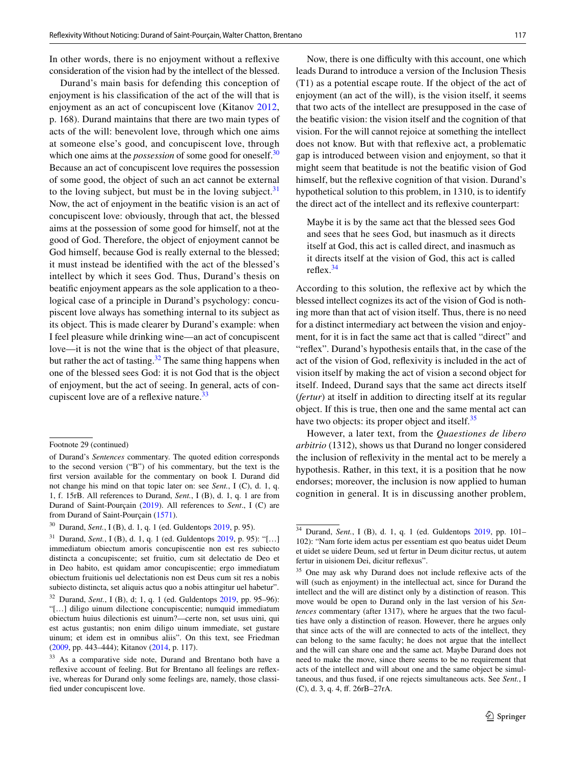In other words, there is no enjoyment without a reflexive consideration of the vision had by the intellect of the blessed.

Durand's main basis for defending this conception of enjoyment is his classification of the act of the will that is enjoyment as an act of concupiscent love (Kitanov 2012, p. 168). Durand maintains that there are two main types of acts of the will: benevolent love, through which one aims at someone else's good, and concupiscent love, through which one aims at the *possession* of some good for oneself.[30] Because an act of concupiscent love requires the possession of some good, the object of such an act cannot be external to the loving subject, but must be in the loving subject.[31] Now, the act of enjoyment in the beatific vision is an act of concupiscent love: obviously, through that act, the blessed aims at the possession of some good for himself, not at the good of God. Therefore, the object of enjoyment cannot be God himself, because God is really external to the blessed; it must instead be identified with the act of the blessed's intellect by which it sees God. Thus, Durand's thesis on beatific enjoyment appears as the sole application to a theological case of a principle in Durand's psychology: concupiscent love always has something internal to its subject as its object. This is made clearer by Durand's example: when I feel pleasure while drinking wine—an act of concupiscent love—it is not the wine that is the object of that pleasure, but rather the act of tasting.[32] The same thing happens when one of the blessed sees God: it is not God that is the object of enjoyment, but the act of seeing. In general, acts of concupiscent love are of a reflexive nature.[33]

Now, there is one difficulty with this account, one which leads Durand to introduce a version of the Inclusion Thesis (T1) as a potential escape route. If the object of the act of enjoyment (an act of the will), is the vision itself, it seems that two acts of the intellect are presupposed in the case of the beatific vision: the vision itself and the cognition of that vision. For the will cannot rejoice at something the intellect does not know. But with that reflexive act, a problematic gap is introduced between vision and enjoyment, so that it might seem that beatitude is not the beatific vision of God himself, but the reflexive cognition of that vision. Durand's hypothetical solution to this problem, in 1310, is to identify the direct act of the intellect and its reflexive counterpart:

> Maybe it is by the same act that the blessed sees God and sees that he sees God, but inasmuch as it directs itself at God, this act is called direct, and inasmuch as it directs itself at the vision of God, this act is called reflex.[34]

According to this solution, the reflexive act by which the blessed intellect cognizes its act of the vision of God is nothing more than that act of vision itself. Thus, there is no need for a distinct intermediary act between the vision and enjoyment, for it is in fact the same act that is called "direct" and "reflex". Durand's hypothesis entails that, in the case of the act of the vision of God, reflexivity is included in the act of vision itself by making the act of vision a second object for itself. Indeed, Durand says that the same act directs itself (*fertur*) at itself in addition to directing itself at its regular object. If this is true, then one and the same mental act can have two objects: its proper object and itself.[35]

However, a later text, from the *Quaestiones de libero arbitrio* (1312), shows us that Durand no longer considered the inclusion of reflexivity in the mental act to be merely a hypothesis. Rather, in this text, it is a position that he now endorses; moreover, the inclusion is now applied to human cognition in general. It is in discussing another problem,

---

Footnote 29 (continued)

of Durand's *Sentences* commentary. The quoted edition corresponds to the second version ("B") of his commentary, but the text is the first version available for the commentary on book I. Durand did not change his mind on that topic later on: see *Sent.*, I (C), d. 1, q. 1, f. 15rB. All references to Durand, *Sent.*, I (B), d. 1, q. 1 are from Durand of Saint-Pourçain (2019). All references to *Sent*., I (C) are from Durand of Saint-Pourçain (1571).

[30] Durand, *Sent.*, I (B), d. 1, q. 1 (ed. Guldentops 2019, p. 95).

[31] Durand, *Sent.*, I (B), d. 1, q. 1 (ed. Guldentops 2019, p. 95): "[…] immediatum obiectum amoris concupiscentie non est res subiecto distincta a concupiscente; set fruitio, cum sit delectatio de Deo et in Deo habito, est quidam amor concupiscentie; ergo immediatum obiectum fruitionis uel delectationis non est Deus cum sit res a nobis subiecto distincta, set aliquis actus quo a nobis attingitur uel habetur".

[32] Durand, *Sent.*, I (B), d; 1, q. 1 (ed. Guldentops 2019, pp. 95–96): "[…] diligo uinum dilectione concupiscentie; numquid immediatum obiectum huius dilectionis est uinum?—certe non, set usus uini, qui est actus gustantis; non enim diligo uinum immediate, set gustare uinum; et idem est in omnibus aliis". On this text, see Friedman (2009, pp. 443–444); Kitanov (2014, p. 117).

[33] As a comparative side note, Durand and Brentano both have a reflexive account of feeling. But for Brentano all feelings are reflexive, whereas for Durand only some feelings are, namely, those classified under concupiscent love.

[34] Durand, *Sent.*, I (B), d. 1, q. 1 (ed. Guldentops 2019, pp. 101–102): "Nam forte idem actus per essentiam est quo beatus uidet Deum et uidet se uidere Deum, sed ut fertur in Deum dicitur rectus, ut autem fertur in uisionem Dei, dicitur reflexus".

[35] One may ask why Durand does not include reflexive acts of the will (such as enjoyment) in the intellectual act, since for Durand the intellect and the will are distinct only by a distinction of reason. This move would be open to Durand only in the last version of his *Sentences* commentary (after 1317), where he argues that the two faculties have only a distinction of reason. However, there he argues only that since acts of the will are connected to acts of the intellect, they can belong to the same faculty; he does not argue that the intellect and the will can share one and the same act. Maybe Durand does not need to make the move, since there seems to be no requirement that acts of the intellect and will about one and the same object be simultaneous, and thus fused, if one rejects simultaneous acts. See *Sent.*, I (C), d. 3, q. 4, ff. 26rB–27rA.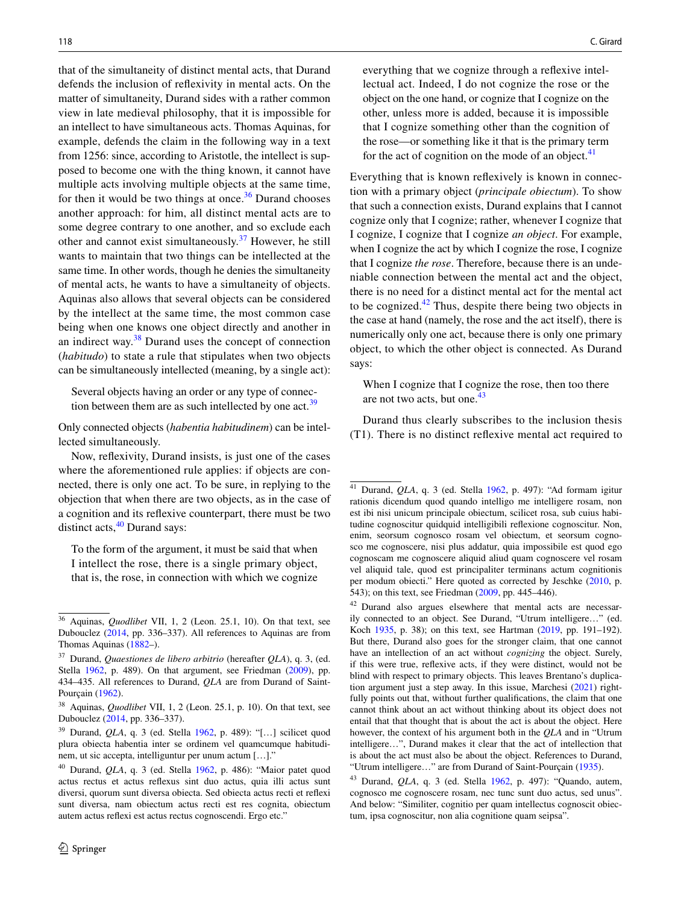that of the simultaneity of distinct mental acts, that Durand defends the inclusion of reflexivity in mental acts. On the matter of simultaneity, Durand sides with a rather common view in late medieval philosophy, that it is impossible for an intellect to have simultaneous acts. Thomas Aquinas, for example, defends the claim in the following way in a text from 1256: since, according to Aristotle, the intellect is supposed to become one with the thing known, it cannot have multiple acts involving multiple objects at the same time, for then it would be two things at once.[36] Durand chooses another approach: for him, all distinct mental acts are to some degree contrary to one another, and so exclude each other and cannot exist simultaneously.[37] However, he still wants to maintain that two things can be intellected at the same time. In other words, though he denies the simultaneity of mental acts, he wants to have a simultaneity of objects. Aquinas also allows that several objects can be considered by the intellect at the same time, the most common case being when one knows one object directly and another in an indirect way.[38] Durand uses the concept of connection (*habitudo*) to state a rule that stipulates when two objects can be simultaneously intellected (meaning, by a single act):

> Several objects having an order or any type of connection between them are as such intellected by one act.[39]

Only connected objects (*habentia habitudinem*) can be intellected simultaneously.

Now, reflexivity, Durand insists, is just one of the cases where the aforementioned rule applies: if objects are connected, there is only one act. To be sure, in replying to the objection that when there are two objects, as in the case of a cognition and its reflexive counterpart, there must be two distinct acts,[40] Durand says:

> To the form of the argument, it must be said that when I intellect the rose, there is a single primary object, that is, the rose, in connection with which we cognize everything that we cognize through a reflexive intellectual act. Indeed, I do not cognize the rose or the object on the one hand, or cognize that I cognize on the other, unless more is added, because it is impossible that I cognize something other than the cognition of the rose—or something like it that is the primary term for the act of cognition on the mode of an object.[41]

Everything that is known reflexively is known in connection with a primary object (*principale obiectum*). To show that such a connection exists, Durand explains that I cannot cognize only that I cognize; rather, whenever I cognize that I cognize, I cognize that I cognize *an object*. For example, when I cognize the act by which I cognize the rose, I cognize that I cognize *the rose*. Therefore, because there is an undeniable connection between the mental act and the object, there is no need for a distinct mental act for the mental act to be cognized.[42] Thus, despite there being two objects in the case at hand (namely, the rose and the act itself), there is numerically only one act, because there is only one primary object, to which the other object is connected. As Durand says:

> When I cognize that I cognize the rose, then too there are not two acts, but one.[43]

Durand thus clearly subscribes to the inclusion thesis (T1). There is no distinct reflexive mental act required to

---

[36] Aquinas, *Quodlibet* VII, 1, 2 (Leon. 25.1, 10). On that text, see Dubouclez (2014, pp. 336–337). All references to Aquinas are from Thomas Aquinas (1882–).

[37] Durand, *Quaestiones de libero arbitrio* (hereafter *QLA*), q. 3, (ed. Stella 1962, p. 489). On that argument, see Friedman (2009), pp. 434–435. All references to Durand, *QLA* are from Durand of Saint-Pourçain (1962).

[38] Aquinas, *Quodlibet* VII, 1, 2 (Leon. 25.1, p. 10). On that text, see Dubouclez (2014, pp. 336–337).

[39] Durand, *QLA*, q. 3 (ed. Stella 1962, p. 489): "[…] scilicet quod plura obiecta habentia inter se ordinem vel quamcumque habitudinem, ut sic accepta, intelliguntur per unum actum […]."

[40] Durand, *QLA*, q. 3 (ed. Stella 1962, p. 486): "Maior patet quod actus rectus et actus reflexus sint duo actus, quia illi actus sunt diversi, quorum sunt diversa obiecta. Sed obiecta actus recti et reflexi sunt diversa, nam obiectum actus recti est res cognita, obiectum autem actus reflexi est actus rectus cognoscendi. Ergo etc."

[41] Durand, *QLA*, q. 3 (ed. Stella 1962, p. 497): "Ad formam igitur rationis dicendum quod quando intelligo me intelligere rosam, non est ibi nisi unicum principale obiectum, scilicet rosa, sub cuius habitudine cognoscitur quidquid intelligibili reflexione cognoscitur. Non, enim, seorsum cognosco rosam vel obiectum, et seorsum cognosco me cognoscere, nisi plus addatur, quia impossibile est quod ego cognoscam me cognoscere aliquid aliud quam cognoscere vel rosam vel aliquid tale, quod est principaliter terminans actum cognitionis per modum obiecti." Here quoted as corrected by Jeschke (2010, p. 543); on this text, see Friedman (2009, pp. 445–446).

[42] Durand also argues elsewhere that mental acts are necessarily connected to an object. See Durand, "Utrum intelligere…" (ed. Koch 1935, p. 38); on this text, see Hartman (2019, pp. 191–192). But there, Durand also goes for the stronger claim, that one cannot have an intellection of an act without *cognizing* the object. Surely, if this were true, reflexive acts, if they were distinct, would not be blind with respect to primary objects. This leaves Brentano's duplication argument just a step away. In this issue, Marchesi (2021) rightfully points out that, without further qualifications, the claim that one cannot think about an act without thinking about its object does not entail that that thought that is about the act is about the object. Here however, the context of his argument both in the *QLA* and in "Utrum intelligere…", Durand makes it clear that the act of intellection that is about the act must also be about the object. References to Durand, "Utrum intelligere…" are from Durand of Saint-Pourçain (1935).

[43] Durand, *QLA*, q. 3 (ed. Stella 1962, p. 497): "Quando, autem, cognosco me cognoscere rosam, nec tunc sunt duo actus, sed unus". And below: "Similiter, cognitio per quam intellectus cognoscit obiectum, ipsa cognoscitur, non alia cognitione quam seipsa".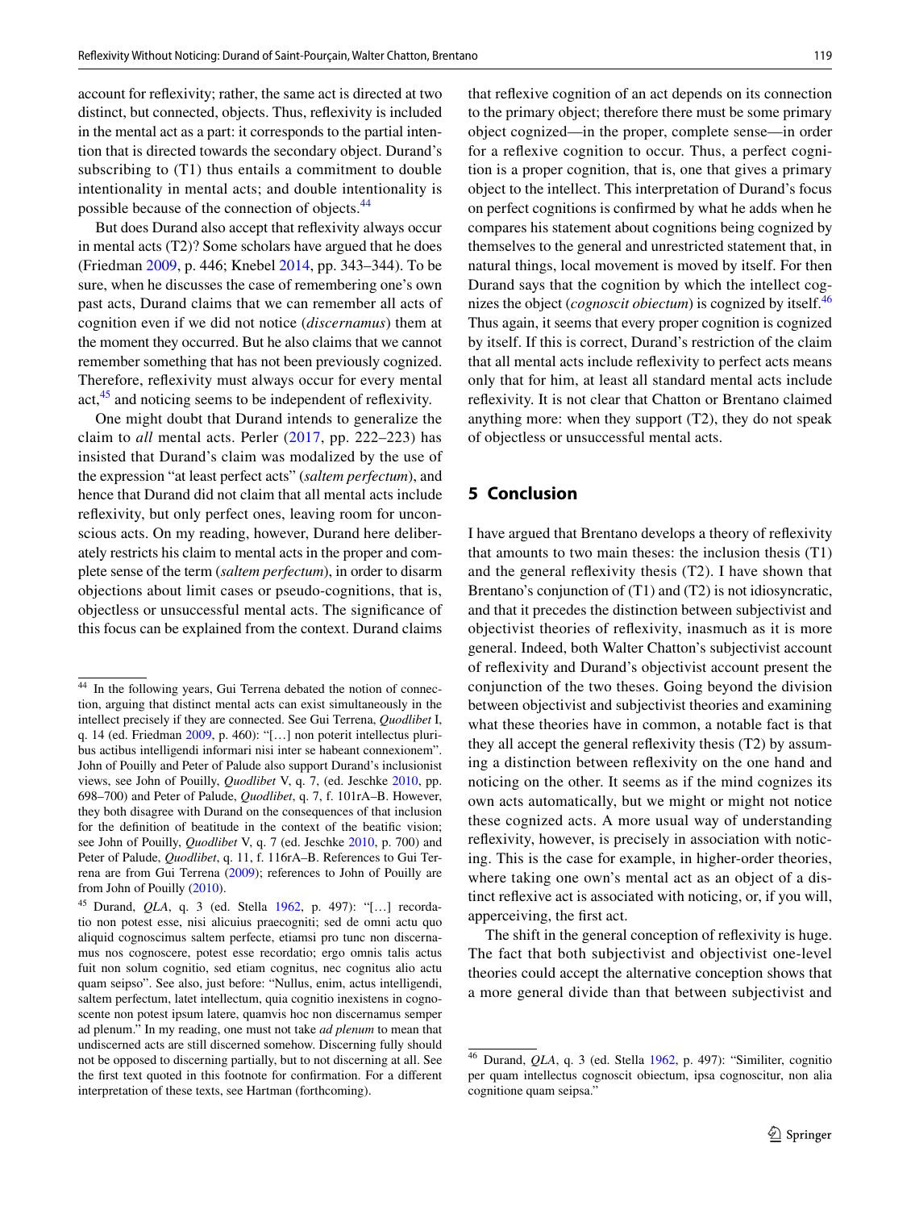account for reflexivity; rather, the same act is directed at two distinct, but connected, objects. Thus, reflexivity is included in the mental act as a part: it corresponds to the partial intention that is directed towards the secondary object. Durand's subscribing to (T1) thus entails a commitment to double intentionality in mental acts; and double intentionality is possible because of the connection of objects.[44]

But does Durand also accept that reflexivity always occur in mental acts (T2)? Some scholars have argued that he does (Friedman 2009, p. 446; Knebel 2014, pp. 343–344). To be sure, when he discusses the case of remembering one's own past acts, Durand claims that we can remember all acts of cognition even if we did not notice (*discernamus*) them at the moment they occurred. But he also claims that we cannot remember something that has not been previously cognized. Therefore, reflexivity must always occur for every mental act,[45] and noticing seems to be independent of reflexivity.

One might doubt that Durand intends to generalize the claim to *all* mental acts. Perler (2017, pp. 222–223) has insisted that Durand's claim was modalized by the use of the expression "at least perfect acts" (*saltem perfectum*), and hence that Durand did not claim that all mental acts include reflexivity, but only perfect ones, leaving room for unconscious acts. On my reading, however, Durand here deliberately restricts his claim to mental acts in the proper and complete sense of the term (*saltem perfectum*), in order to disarm objections about limit cases or pseudo-cognitions, that is, objectless or unsuccessful mental acts. The significance of this focus can be explained from the context. Durand claims that reflexive cognition of an act depends on its connection to the primary object; therefore there must be some primary object cognized—in the proper, complete sense—in order for a reflexive cognition to occur. Thus, a perfect cognition is a proper cognition, that is, one that gives a primary object to the intellect. This interpretation of Durand's focus on perfect cognitions is confirmed by what he adds when he compares his statement about cognitions being cognized by themselves to the general and unrestricted statement that, in natural things, local movement is moved by itself. For then Durand says that the cognition by which the intellect cognizes the object (*cognoscit obiectum*) is cognized by itself.[46] Thus again, it seems that every proper cognition is cognized by itself. If this is correct, Durand's restriction of the claim that all mental acts include reflexivity to perfect acts means only that for him, at least all standard mental acts include reflexivity. It is not clear that Chatton or Brentano claimed anything more: when they support (T2), they do not speak of objectless or unsuccessful mental acts.

## 5 Conclusion

I have argued that Brentano develops a theory of reflexivity that amounts to two main theses: the inclusion thesis (T1) and the general reflexivity thesis (T2). I have shown that Brentano's conjunction of (T1) and (T2) is not idiosyncratic, and that it precedes the distinction between subjectivist and objectivist theories of reflexivity, inasmuch as it is more general. Indeed, both Walter Chatton's subjectivist account of reflexivity and Durand's objectivist account present the conjunction of the two theses. Going beyond the division between objectivist and subjectivist theories and examining what these theories have in common, a notable fact is that they all accept the general reflexivity thesis (T2) by assuming a distinction between reflexivity on the one hand and noticing on the other. It seems as if the mind cognizes its own acts automatically, but we might or might not notice these cognized acts. A more usual way of understanding reflexivity, however, is precisely in association with noticing. This is the case for example, in higher-order theories, where taking one own's mental act as an object of a distinct reflexive act is associated with noticing, or, if you will, apperceiving, the first act.

The shift in the general conception of reflexivity is huge. The fact that both subjectivist and objectivist one-level theories could accept the alternative conception shows that a more general divide than that between subjectivist and

---

[44] In the following years, Gui Terrena debated the notion of connection, arguing that distinct mental acts can exist simultaneously in the intellect precisely if they are connected. See Gui Terrena, *Quodlibet* I, q. 14 (ed. Friedman 2009, p. 460): "[…] non poterit intellectus pluribus actibus intelligendi informari nisi inter se habeant connexionem". John of Pouilly and Peter of Palude also support Durand's inclusionist views, see John of Pouilly, *Quodlibet* V, q. 7, (ed. Jeschke 2010, pp. 698–700) and Peter of Palude, *Quodlibet*, q. 7, f. 101rA–B. However, they both disagree with Durand on the consequences of that inclusion for the definition of beatitude in the context of the beatific vision; see John of Pouilly, *Quodlibet* V, q. 7 (ed. Jeschke 2010, p. 700) and Peter of Palude, *Quodlibet*, q. 11, f. 116rA–B. References to Gui Terrena are from Gui Terrena (2009); references to John of Pouilly are from John of Pouilly (2010).

[45] Durand, *QLA*, q. 3 (ed. Stella 1962, p. 497): "[…] recordatio non potest esse, nisi alicuius praecogniti; sed de omni actu quo aliquid cognoscimus saltem perfecte, etiamsi pro tunc non discernamus nos cognoscere, potest esse recordatio; ergo omnis talis actus fuit non solum cognitio, sed etiam cognitus, nec cognitus alio actu quam seipso". See also, just before: "Nullus, enim, actus intelligendi, saltem perfectum, latet intellectum, quia cognitio inexistens in cognoscente non potest ipsum latere, quamvis hoc non discernamus semper ad plenum." In my reading, one must not take *ad plenum* to mean that undiscerned acts are still discerned somehow. Discerning fully should not be opposed to discerning partially, but to not discerning at all. See the first text quoted in this footnote for confirmation. For a different interpretation of these texts, see Hartman (forthcoming).

[46] Durand, *QLA*, q. 3 (ed. Stella 1962, p. 497): "Similiter, cognitio per quam intellectus cognoscit obiectum, ipsa cognoscitur, non alia cognitione quam seipsa."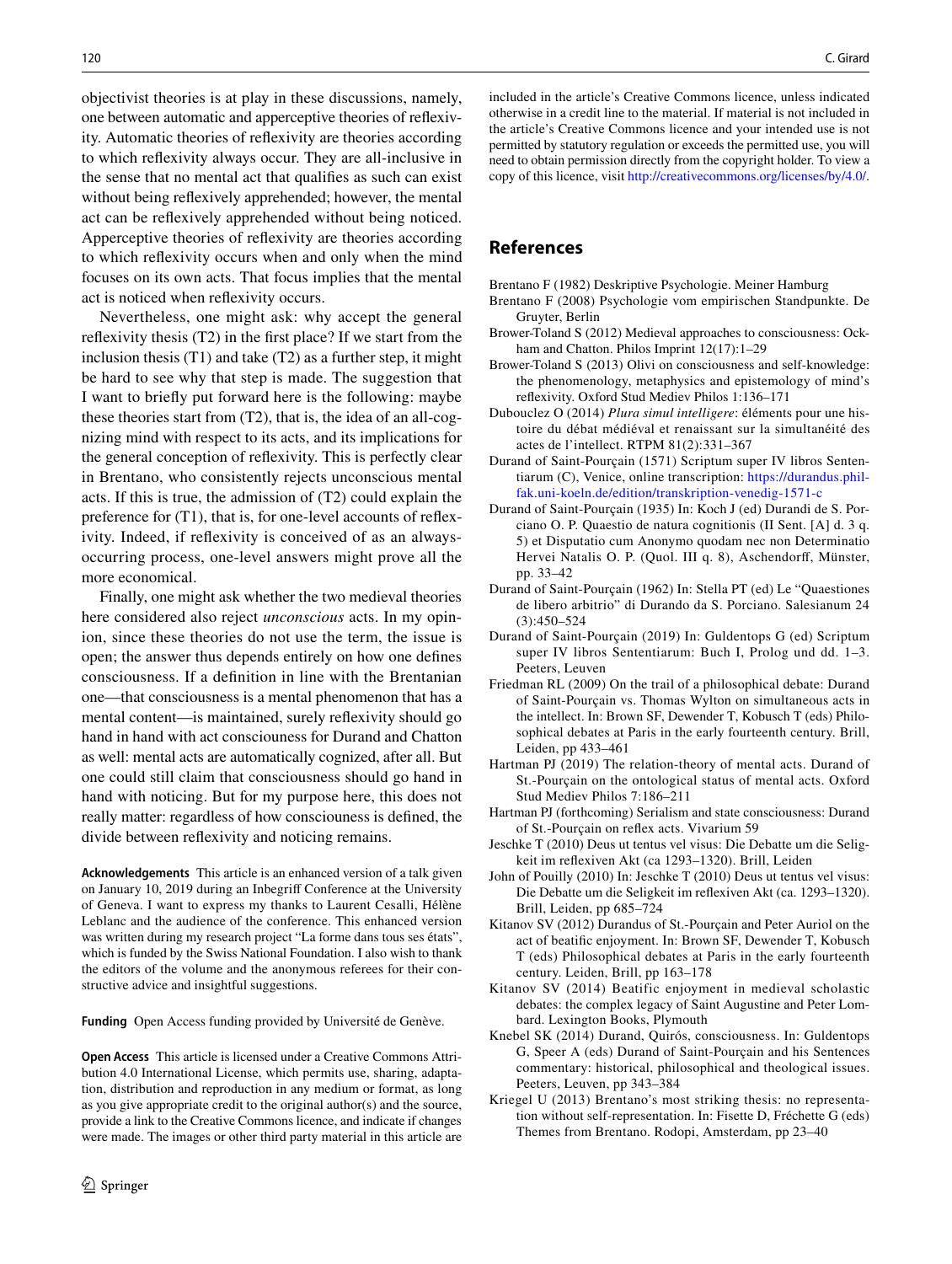objectivist theories is at play in these discussions, namely, one between automatic and apperceptive theories of reflexivity. Automatic theories of reflexivity are theories according to which reflexivity always occur. They are all-inclusive in the sense that no mental act that qualifies as such can exist without being reflexively apprehended; however, the mental act can be reflexively apprehended without being noticed. Apperceptive theories of reflexivity are theories according to which reflexivity occurs when and only when the mind focuses on its own acts. That focus implies that the mental act is noticed when reflexivity occurs.

Nevertheless, one might ask: why accept the general reflexivity thesis (T2) in the first place? If we start from the inclusion thesis (T1) and take (T2) as a further step, it might be hard to see why that step is made. The suggestion that I want to briefly put forward here is the following: maybe these theories start from (T2), that is, the idea of an all-cognizing mind with respect to its acts, and its implications for the general conception of reflexivity. This is perfectly clear in Brentano, who consistently rejects unconscious mental acts. If this is true, the admission of (T2) could explain the preference for (T1), that is, for one-level accounts of reflexivity. Indeed, if reflexivity is conceived of as an always-occurring process, one-level answers might prove all the more economical.

Finally, one might ask whether the two medieval theories here considered also reject *unconscious* acts. In my opinion, since these theories do not use the term, the issue is open; the answer thus depends entirely on how one defines consciousness. If a definition in line with the Brentanian one—that consciousness is a mental phenomenon that has a mental content—is maintained, surely reflexivity should go hand in hand with act consciousness for Durand and Chatton as well: mental acts are automatically cognized, after all. But one could still claim that consciousness should go hand in hand with noticing. But for my purpose here, this does not really matter: regardless of how consciousness is defined, the divide between reflexivity and noticing remains.

**Acknowledgements** This article is an enhanced version of a talk given on January 10, 2019 during an Inbegriff Conference at the University of Geneva. I want to express my thanks to Laurent Cesalli, Hélène Leblanc and the audience of the conference. This enhanced version was written during my research project "La forme dans tous ses états", which is funded by the Swiss National Foundation. I also wish to thank the editors of the volume and the anonymous referees for their constructive advice and insightful suggestions.

**Funding** Open Access funding provided by Université de Genève.

**Open Access** This article is licensed under a Creative Commons Attribution 4.0 International License, which permits use, sharing, adaptation, distribution and reproduction in any medium or format, as long as you give appropriate credit to the original author(s) and the source, provide a link to the Creative Commons licence, and indicate if changes were made. The images or other third party material in this article are included in the article's Creative Commons licence, unless indicated otherwise in a credit line to the material. If material is not included in the article's Creative Commons licence and your intended use is not permitted by statutory regulation or exceeds the permitted use, you will need to obtain permission directly from the copyright holder. To view a copy of this licence, visit http://creativecommons.org/licenses/by/4.0/.

## References

Brentano F (1982) Deskriptive Psychologie. Meiner Hamburg

Brentano F (2008) Psychologie vom empirischen Standpunkte. De Gruyter, Berlin

Brower-Toland S (2012) Medieval approaches to consciousness: Ockham and Chatton. Philos Imprint 12(17):1–29

Brower-Toland S (2013) Olivi on consciousness and self-knowledge: the phenomenology, metaphysics and epistemology of mind's reflexivity. Oxford Stud Mediev Philos 1:136–171

Dubouclez O (2014) *Plura simul intelligere*: éléments pour une histoire du débat médiéval et renaissant sur la simultanéité des actes de l'intellect. RTPM 81(2):331–367

Durand of Saint-Pourçain (1571) Scriptum super IV libros Sententiarum (C), Venice, online transcription: https://durandus.phil-fak.uni-koeln.de/edition/transkription-venedig-1571-c

Durand of Saint-Pourçain (1935) In: Koch J (ed) Durandi de S. Porciano O. P. Quaestio de natura cognitionis (II Sent. [A] d. 3 q. 5) et Disputatio cum Anonymo quodam nec non Determinatio Hervei Natalis O. P. (Quol. III q. 8), Aschendorff, Münster, pp. 33–42

Durand of Saint-Pourçain (1962) In: Stella PT (ed) Le "Quaestiones de libero arbitrio" di Durando da S. Porciano. Salesianum 24 (3):450–524

Durand of Saint-Pourçain (2019) In: Guldentops G (ed) Scriptum super IV libros Sententiarum: Buch I, Prolog und dd. 1–3. Peeters, Leuven

Friedman RL (2009) On the trail of a philosophical debate: Durand of Saint-Pourçain vs. Thomas Wylton on simultaneous acts in the intellect. In: Brown SF, Dewender T, Kobusch T (eds) Philosophical debates at Paris in the early fourteenth century. Brill, Leiden, pp 433–461

Hartman PJ (2019) The relation-theory of mental acts. Durand of St.-Pourçain on the ontological status of mental acts. Oxford Stud Mediev Philos 7:186–211

Hartman PJ (forthcoming) Serialism and state consciousness: Durand of St.-Pourçain on reflex acts. Vivarium 59

Jeschke T (2010) Deus ut tentus vel visus: Die Debatte um die Seligkeit im reflexiven Akt (ca 1293–1320). Brill, Leiden

John of Pouilly (2010) In: Jeschke T (2010) Deus ut tentus vel visus: Die Debatte um die Seligkeit im reflexiven Akt (ca. 1293–1320). Brill, Leiden, pp 685–724

Kitanov SV (2012) Durandus of St.-Pourçain and Peter Auriol on the act of beatific enjoyment. In: Brown SF, Dewender T, Kobusch T (eds) Philosophical debates at Paris in the early fourteenth century. Leiden, Brill, pp 163–178

Kitanov SV (2014) Beatific enjoyment in medieval scholastic debates: the complex legacy of Saint Augustine and Peter Lombard. Lexington Books, Plymouth

Knebel SK (2014) Durand, Quirós, consciousness. In: Guldentops G, Speer A (eds) Durand of Saint-Pourçain and his Sentences commentary: historical, philosophical and theological issues. Peeters, Leuven, pp 343–384

Kriegel U (2013) Brentano's most striking thesis: no representation without self-representation. In: Fisette D, Fréchette G (eds) Themes from Brentano. Rodopi, Amsterdam, pp 23–40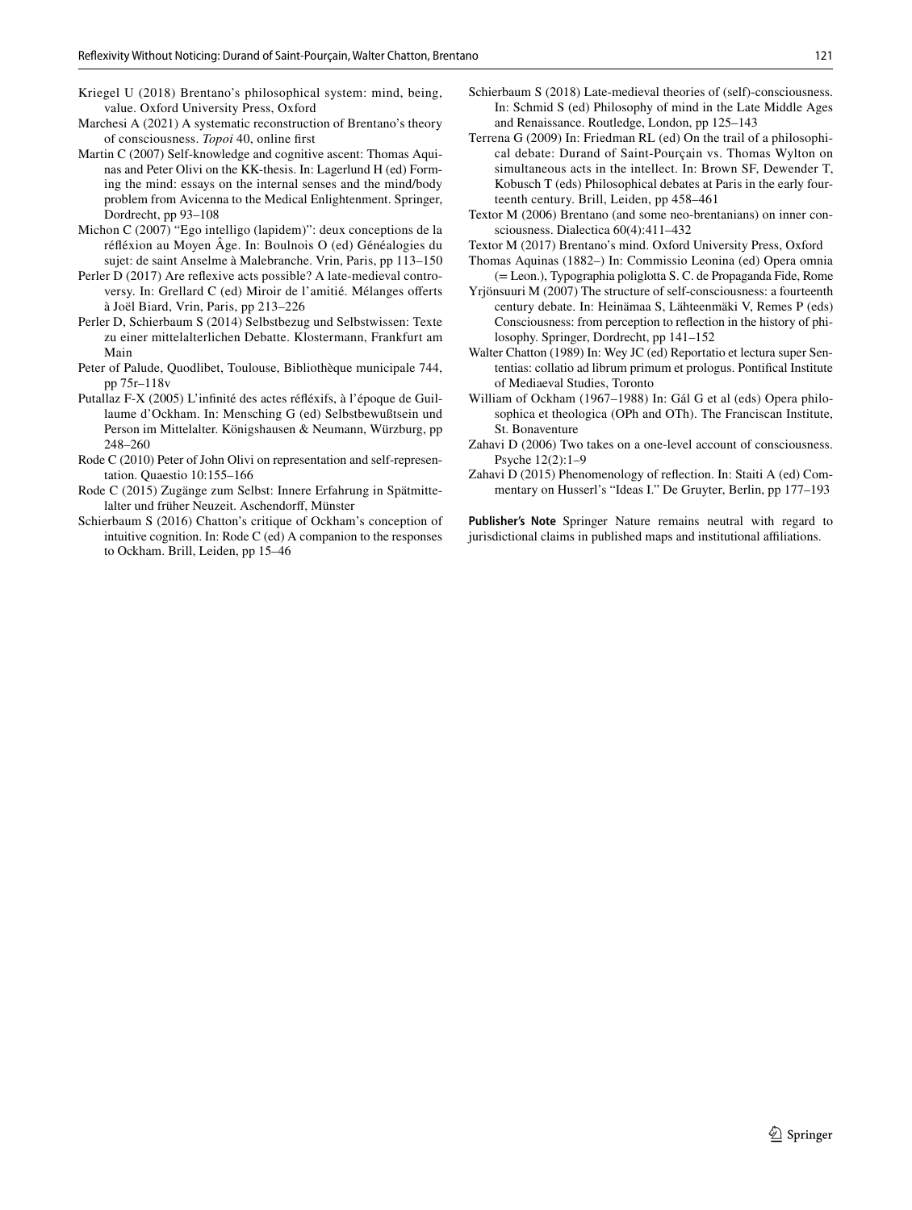Kriegel U (2018) Brentano's philosophical system: mind, being, value. Oxford University Press, Oxford

Marchesi A (2021) A systematic reconstruction of Brentano's theory of consciousness. *Topoi* 40, online first

Martin C (2007) Self-knowledge and cognitive ascent: Thomas Aquinas and Peter Olivi on the KK-thesis. In: Lagerlund H (ed) Forming the mind: essays on the internal senses and the mind/body problem from Avicenna to the Medical Enlightenment. Springer, Dordrecht, pp 93–108

Michon C (2007) "Ego intelligo (lapidem)": deux conceptions de la réfléxion au Moyen Âge. In: Boulnois O (ed) Généalogies du sujet: de saint Anselme à Malebranche. Vrin, Paris, pp 113–150

Perler D (2017) Are reflexive acts possible? A late-medieval controversy. In: Grellard C (ed) Miroir de l'amitié. Mélanges offerts à Joël Biard, Vrin, Paris, pp 213–226

Perler D, Schierbaum S (2014) Selbstbezug und Selbstwissen: Texte zu einer mittelalterlichen Debatte. Klostermann, Frankfurt am Main

Peter of Palude, Quodlibet, Toulouse, Bibliothèque municipale 744, pp 75r–118v

Putallaz F-X (2005) L'infinité des actes réfléxifs, à l'époque de Guillaume d'Ockham. In: Mensching G (ed) Selbstbewußtsein und Person im Mittelalter. Königshausen & Neumann, Würzburg, pp 248–260

Rode C (2010) Peter of John Olivi on representation and self-representation. Quaestio 10:155–166

Rode C (2015) Zugänge zum Selbst: Innere Erfahrung in Spätmittelalter und früher Neuzeit. Aschendorff, Münster

Schierbaum S (2016) Chatton's critique of Ockham's conception of intuitive cognition. In: Rode C (ed) A companion to the responses to Ockham. Brill, Leiden, pp 15–46

Schierbaum S (2018) Late-medieval theories of (self)-consciousness. In: Schmid S (ed) Philosophy of mind in the Late Middle Ages and Renaissance. Routledge, London, pp 125–143

Terrena G (2009) In: Friedman RL (ed) On the trail of a philosophical debate: Durand of Saint-Pourçain vs. Thomas Wylton on simultaneous acts in the intellect. In: Brown SF, Dewender T, Kobusch T (eds) Philosophical debates at Paris in the early fourteenth century. Brill, Leiden, pp 458–461

Textor M (2006) Brentano (and some neo-brentanians) on inner consciousness. Dialectica 60(4):411–432

Textor M (2017) Brentano's mind. Oxford University Press, Oxford

Thomas Aquinas (1882–) In: Commissio Leonina (ed) Opera omnia (= Leon.), Typographia poliglotta S. C. de Propaganda Fide, Rome

Yrjönsuuri M (2007) The structure of self-consciousness: a fourteenth century debate. In: Heinämaa S, Lähteenmäki V, Remes P (eds) Consciousness: from perception to reflection in the history of philosophy. Springer, Dordrecht, pp 141–152

Walter Chatton (1989) In: Wey JC (ed) Reportatio et lectura super Sententias: collatio ad librum primum et prologus. Pontifical Institute of Mediaeval Studies, Toronto

William of Ockham (1967–1988) In: Gál G et al (eds) Opera philosophica et theologica (OPh and OTh). The Franciscan Institute, St. Bonaventure

Zahavi D (2006) Two takes on a one-level account of consciousness. Psyche 12(2):1–9

Zahavi D (2015) Phenomenology of reflection. In: Staiti A (ed) Commentary on Husserl's "Ideas I." De Gruyter, Berlin, pp 177–193

**Publisher's Note** Springer Nature remains neutral with regard to jurisdictional claims in published maps and institutional affiliations.